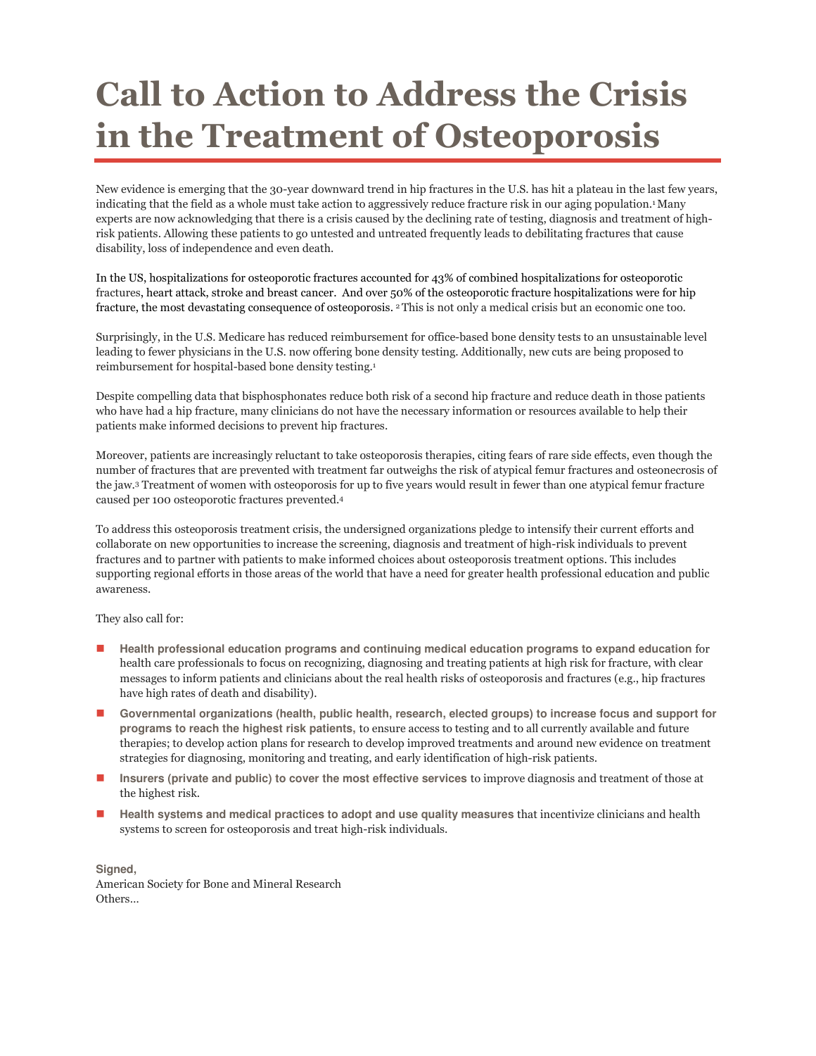# Call to Action to Address the Crisis in the Treatment of Osteoporosis

New evidence is emerging that the 30-year downward trend in hip fractures in the U.S. has hit a plateau in the last few years, indicating that the field as a whole must take action to aggressively reduce fracture risk in our aging population.[1] Many experts are now acknowledging that there is a crisis caused by the declining rate of testing, diagnosis and treatment of high-risk patients. Allowing these patients to go untested and untreated frequently leads to debilitating fractures that cause disability, loss of independence and even death.

In the US, hospitalizations for osteoporotic fractures accounted for 43% of combined hospitalizations for osteoporotic fractures, heart attack, stroke and breast cancer. And over 50% of the osteoporotic fracture hospitalizations were for hip fracture, the most devastating consequence of osteoporosis. [2] This is not only a medical crisis but an economic one too.

Surprisingly, in the U.S. Medicare has reduced reimbursement for office-based bone density tests to an unsustainable level leading to fewer physicians in the U.S. now offering bone density testing. Additionally, new cuts are being proposed to reimbursement for hospital-based bone density testing.[1]

Despite compelling data that bisphosphonates reduce both risk of a second hip fracture and reduce death in those patients who have had a hip fracture, many clinicians do not have the necessary information or resources available to help their patients make informed decisions to prevent hip fractures.

Moreover, patients are increasingly reluctant to take osteoporosis therapies, citing fears of rare side effects, even though the number of fractures that are prevented with treatment far outweighs the risk of atypical femur fractures and osteonecrosis of the jaw.[3] Treatment of women with osteoporosis for up to five years would result in fewer than one atypical femur fracture caused per 100 osteoporotic fractures prevented.[4]

To address this osteoporosis treatment crisis, the undersigned organizations pledge to intensify their current efforts and collaborate on new opportunities to increase the screening, diagnosis and treatment of high-risk individuals to prevent fractures and to partner with patients to make informed choices about osteoporosis treatment options. This includes supporting regional efforts in those areas of the world that have a need for greater health professional education and public awareness.

They also call for:

- **Health professional education programs and continuing medical education programs to expand education** for health care professionals to focus on recognizing, diagnosing and treating patients at high risk for fracture, with clear messages to inform patients and clinicians about the real health risks of osteoporosis and fractures (e.g., hip fractures have high rates of death and disability).
- **Governmental organizations (health, public health, research, elected groups) to increase focus and support for programs to reach the highest risk patients,** to ensure access to testing and to all currently available and future therapies; to develop action plans for research to develop improved treatments and around new evidence on treatment strategies for diagnosing, monitoring and treating, and early identification of high-risk patients.
- **Insurers (private and public) to cover the most effective services** to improve diagnosis and treatment of those at the highest risk.
- **Health systems and medical practices to adopt and use quality measures** that incentivize clinicians and health systems to screen for osteoporosis and treat high-risk individuals.

**Signed,**
American Society for Bone and Mineral Research
Others…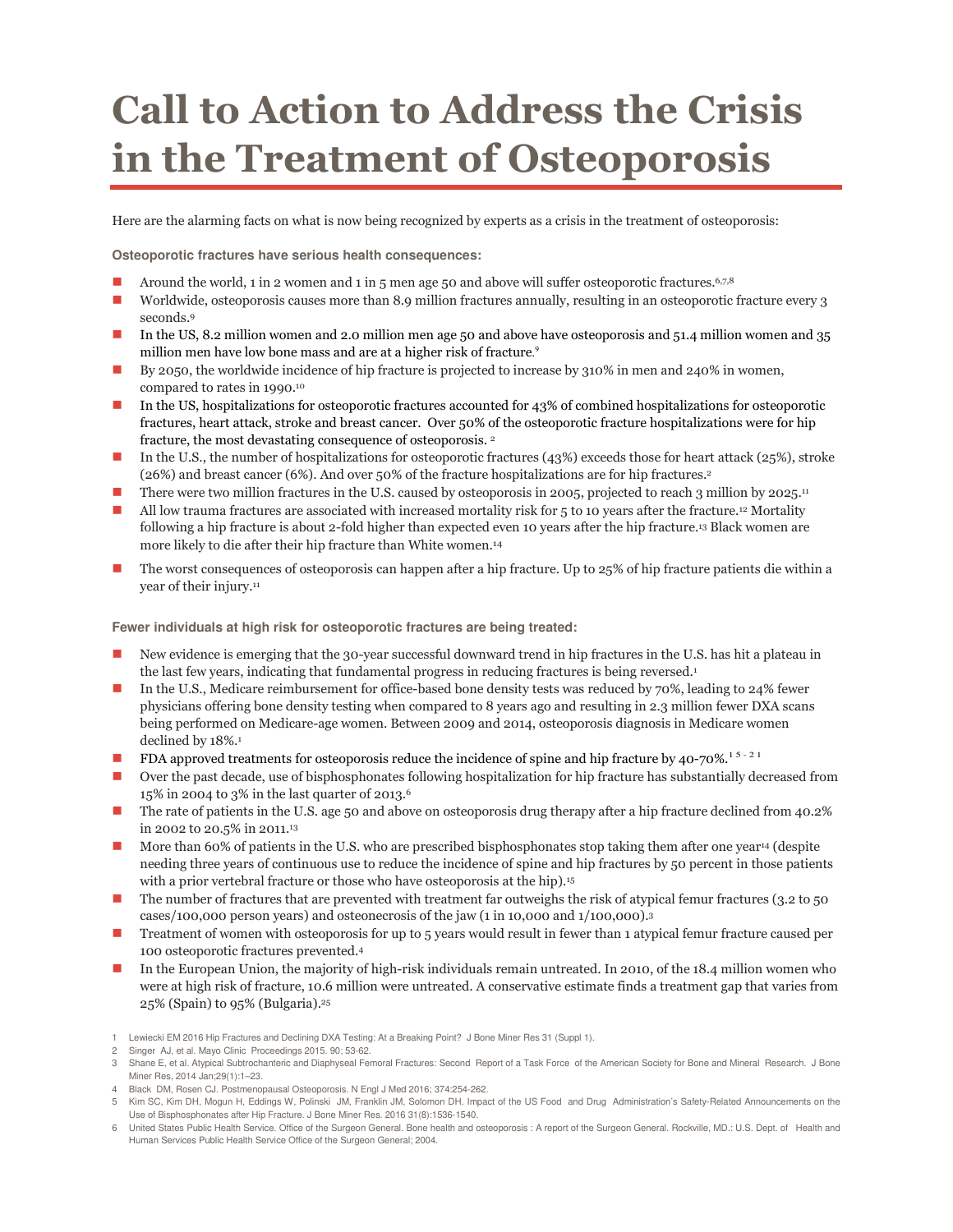# Call to Action to Address the Crisis in the Treatment of Osteoporosis

Here are the alarming facts on what is now being recognized by experts as a crisis in the treatment of osteoporosis:

**Osteoporotic fractures have serious health consequences:**

- Around the world, 1 in 2 women and 1 in 5 men age 50 and above will suffer osteoporotic fractures.[6,7,8]
- Worldwide, osteoporosis causes more than 8.9 million fractures annually, resulting in an osteoporotic fracture every 3 seconds.[9]
- In the US, 8.2 million women and 2.0 million men age 50 and above have osteoporosis and 51.4 million women and 35 million men have low bone mass and are at a higher risk of fracture.[9]
- By 2050, the worldwide incidence of hip fracture is projected to increase by 310% in men and 240% in women, compared to rates in 1990.[10]
- In the US, hospitalizations for osteoporotic fractures accounted for 43% of combined hospitalizations for osteoporotic fractures, heart attack, stroke and breast cancer. Over 50% of the osteoporotic fracture hospitalizations were for hip fracture, the most devastating consequence of osteoporosis. [2]
- In the U.S., the number of hospitalizations for osteoporotic fractures (43%) exceeds those for heart attack (25%), stroke (26%) and breast cancer (6%). And over 50% of the fracture hospitalizations are for hip fractures.[2]
- There were two million fractures in the U.S. caused by osteoporosis in 2005, projected to reach 3 million by 2025.[11]
- All low trauma fractures are associated with increased mortality risk for 5 to 10 years after the fracture.[12] Mortality following a hip fracture is about 2-fold higher than expected even 10 years after the hip fracture.[13] Black women are more likely to die after their hip fracture than White women.[14]
- The worst consequences of osteoporosis can happen after a hip fracture. Up to 25% of hip fracture patients die within a year of their injury.[11]

**Fewer individuals at high risk for osteoporotic fractures are being treated:**

- New evidence is emerging that the 30-year successful downward trend in hip fractures in the U.S. has hit a plateau in the last few years, indicating that fundamental progress in reducing fractures is being reversed.[1]
- In the U.S., Medicare reimbursement for office-based bone density tests was reduced by 70%, leading to 24% fewer physicians offering bone density testing when compared to 8 years ago and resulting in 2.3 million fewer DXA scans being performed on Medicare-age women. Between 2009 and 2014, osteoporosis diagnosis in Medicare women declined by 18%.[1]
- FDA approved treatments for osteoporosis reduce the incidence of spine and hip fracture by 40-70%.[15-21]
- Over the past decade, use of bisphosphonates following hospitalization for hip fracture has substantially decreased from 15% in 2004 to 3% in the last quarter of 2013.[6]
- The rate of patients in the U.S. age 50 and above on osteoporosis drug therapy after a hip fracture declined from 40.2% in 2002 to 20.5% in 2011.[13]
- More than 60% of patients in the U.S. who are prescribed bisphosphonates stop taking them after one year[14] (despite needing three years of continuous use to reduce the incidence of spine and hip fractures by 50 percent in those patients with a prior vertebral fracture or those who have osteoporosis at the hip).[15]
- The number of fractures that are prevented with treatment far outweighs the risk of atypical femur fractures (3.2 to 50 cases/100,000 person years) and osteonecrosis of the jaw (1 in 10,000 and 1/100,000).[3]
- Treatment of women with osteoporosis for up to 5 years would result in fewer than 1 atypical femur fracture caused per 100 osteoporotic fractures prevented.[4]
- In the European Union, the majority of high-risk individuals remain untreated. In 2010, of the 18.4 million women who were at high risk of fracture, 10.6 million were untreated. A conservative estimate finds a treatment gap that varies from 25% (Spain) to 95% (Bulgaria).[25]

1 Lewiecki EM 2016 Hip Fractures and Declining DXA Testing: At a Breaking Point? J Bone Miner Res 31 (Suppl 1).

2 Singer AJ, et al. Mayo Clinic Proceedings 2015. 90; 53-62.

3 Shane E, et al. Atypical Subtrochanteric and Diaphyseal Femoral Fractures: Second Report of a Task Force of the American Society for Bone and Mineral Research. J Bone Miner Res, 2014 Jan;29(1):1–23.

4 Black DM, Rosen CJ. Postmenopausal Osteoporosis. N Engl J Med 2016; 374:254-262.

5 Kim SC, Kim DH, Mogun H, Eddings W, Polinski JM, Franklin JM, Solomon DH. Impact of the US Food and Drug Administration's Safety-Related Announcements on the Use of Bisphosphonates after Hip Fracture. J Bone Miner Res. 2016 31(8):1536-1540.

6 United States Public Health Service. Office of the Surgeon General. Bone health and osteoporosis : A report of the Surgeon General. Rockville, MD.: U.S. Dept. of Health and Human Services Public Health Service Office of the Surgeon General; 2004.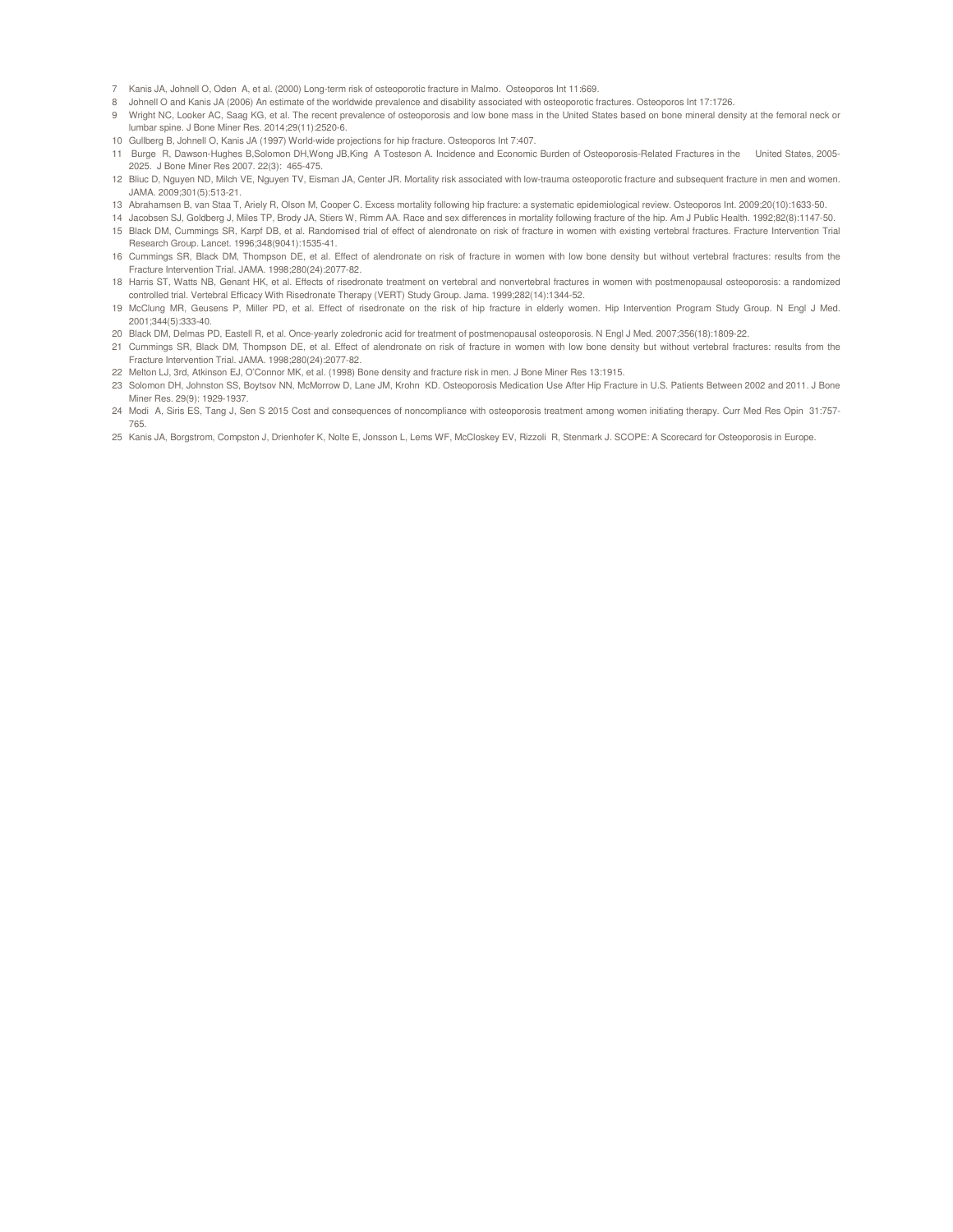7 Kanis JA, Johnell O, Oden A, et al. (2000) Long-term risk of osteoporotic fracture in Malmo. Osteoporos Int 11:669.

8 Johnell O and Kanis JA (2006) An estimate of the worldwide prevalence and disability associated with osteoporotic fractures. Osteoporos Int 17:1726.

9 Wright NC, Looker AC, Saag KG, et al. The recent prevalence of osteoporosis and low bone mass in the United States based on bone mineral density at the femoral neck or lumbar spine. J Bone Miner Res. 2014;29(11):2520-6.

10 Gullberg B, Johnell O, Kanis JA (1997) World-wide projections for hip fracture. Osteoporos Int 7:407.

11 Burge R, Dawson-Hughes B,Solomon DH,Wong JB,King A Tosteson A. Incidence and Economic Burden of Osteoporosis-Related Fractures in the United States, 2005-2025. J Bone Miner Res 2007. 22(3): 465-475.

12 Bliuc D, Nguyen ND, Milch VE, Nguyen TV, Eisman JA, Center JR. Mortality risk associated with low-trauma osteoporotic fracture and subsequent fracture in men and women. JAMA. 2009;301(5):513-21.

13 Abrahamsen B, van Staa T, Ariely R, Olson M, Cooper C. Excess mortality following hip fracture: a systematic epidemiological review. Osteoporos Int. 2009;20(10):1633-50.

14 Jacobsen SJ, Goldberg J, Miles TP, Brody JA, Stiers W, Rimm AA. Race and sex differences in mortality following fracture of the hip. Am J Public Health. 1992;82(8):1147-50.

15 Black DM, Cummings SR, Karpf DB, et al. Randomised trial of effect of alendronate on risk of fracture in women with existing vertebral fractures. Fracture Intervention Trial Research Group. Lancet. 1996;348(9041):1535-41.

16 Cummings SR, Black DM, Thompson DE, et al. Effect of alendronate on risk of fracture in women with low bone density but without vertebral fractures: results from the Fracture Intervention Trial. JAMA. 1998;280(24):2077-82.

18 Harris ST, Watts NB, Genant HK, et al. Effects of risedronate treatment on vertebral and nonvertebral fractures in women with postmenopausal osteoporosis: a randomized controlled trial. Vertebral Efficacy With Risedronate Therapy (VERT) Study Group. Jama. 1999;282(14):1344-52.

19 McClung MR, Geusens P, Miller PD, et al. Effect of risedronate on the risk of hip fracture in elderly women. Hip Intervention Program Study Group. N Engl J Med. 2001;344(5):333-40.

20 Black DM, Delmas PD, Eastell R, et al. Once-yearly zoledronic acid for treatment of postmenopausal osteoporosis. N Engl J Med. 2007;356(18):1809-22.

21 Cummings SR, Black DM, Thompson DE, et al. Effect of alendronate on risk of fracture in women with low bone density but without vertebral fractures: results from the Fracture Intervention Trial. JAMA. 1998;280(24):2077-82.

22 Melton LJ, 3rd, Atkinson EJ, O'Connor MK, et al. (1998) Bone density and fracture risk in men. J Bone Miner Res 13:1915.

23 Solomon DH, Johnston SS, Boytsov NN, McMorrow D, Lane JM, Krohn KD. Osteoporosis Medication Use After Hip Fracture in U.S. Patients Between 2002 and 2011. J Bone Miner Res. 29(9): 1929-1937.

24 Modi A, Siris ES, Tang J, Sen S 2015 Cost and consequences of noncompliance with osteoporosis treatment among women initiating therapy. Curr Med Res Opin 31:757-765.

25 Kanis JA, Borgstrom, Compston J, Drienhofer K, Nolte E, Jonsson L, Lems WF, McCloskey EV, Rizzoli R, Stenmark J. SCOPE: A Scorecard for Osteoporosis in Europe.